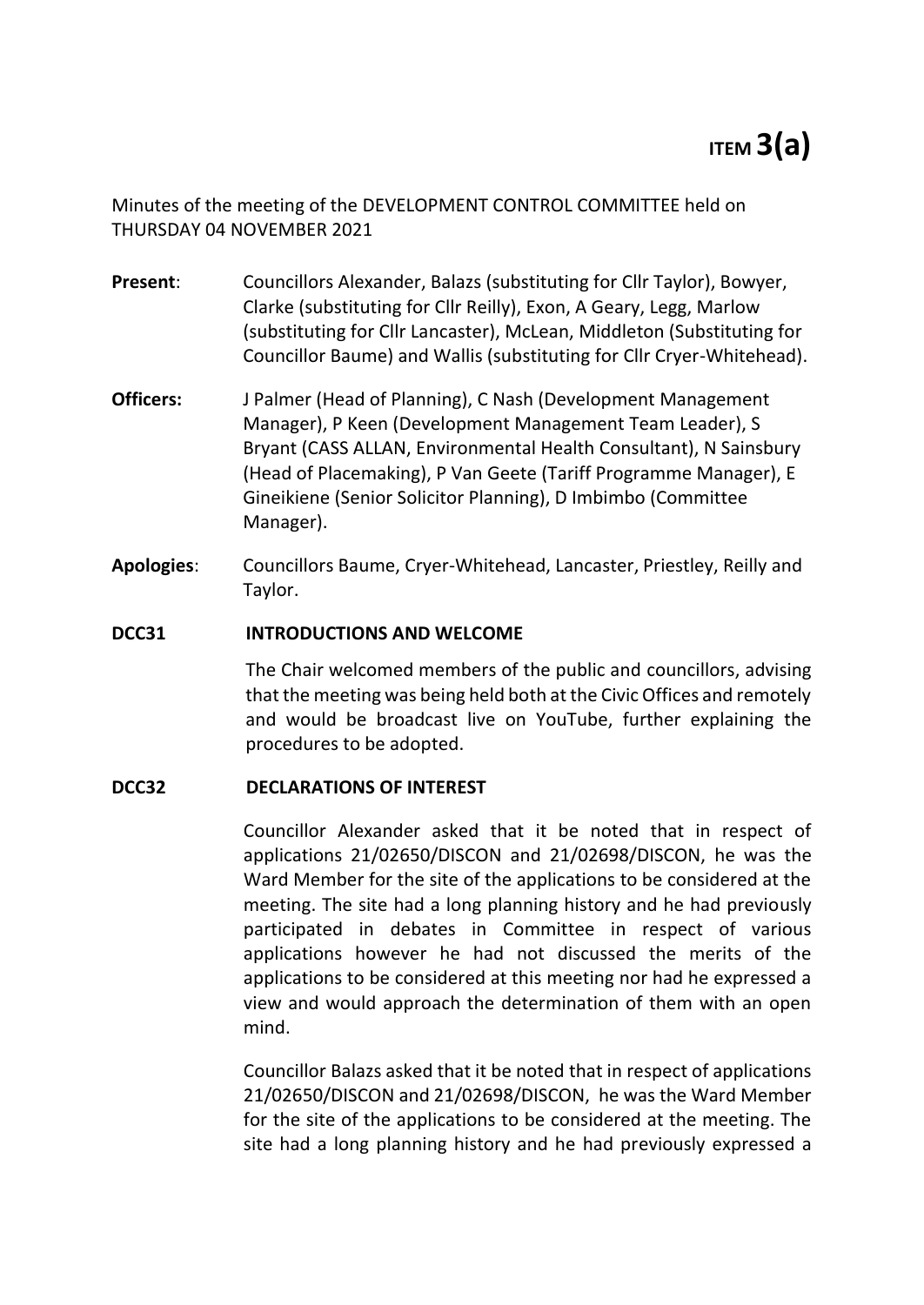**ITEM 3(a)**

Minutes of the meeting of the DEVELOPMENT CONTROL COMMITTEE held on THURSDAY 04 NOVEMBER 2021

**Present**: Councillors Alexander, Balazs (substituting for Cllr Taylor), Bowyer, Clarke (substituting for Cllr Reilly), Exon, A Geary, Legg, Marlow (substituting for Cllr Lancaster), McLean, Middleton (Substituting for Councillor Baume) and Wallis (substituting for Cllr Cryer-Whitehead).

**Officers:** J Palmer (Head of Planning), C Nash (Development Management Manager), P Keen (Development Management Team Leader), S Bryant (CASS ALLAN, Environmental Health Consultant), N Sainsbury (Head of Placemaking), P Van Geete (Tariff Programme Manager), E Gineikiene (Senior Solicitor Planning), D Imbimbo (Committee Manager).

**Apologies**: Councillors Baume, Cryer-Whitehead, Lancaster, Priestley, Reilly and Taylor.

**DCC31 INTRODUCTIONS AND WELCOME**

The Chair welcomed members of the public and councillors, advising that the meeting was being held both at the Civic Offices and remotely and would be broadcast live on YouTube, further explaining the procedures to be adopted.

**DCC32 DECLARATIONS OF INTEREST**

Councillor Alexander asked that it be noted that in respect of applications 21/02650/DISCON and 21/02698/DISCON, he was the Ward Member for the site of the applications to be considered at the meeting. The site had a long planning history and he had previously participated in debates in Committee in respect of various applications however he had not discussed the merits of the applications to be considered at this meeting nor had he expressed a view and would approach the determination of them with an open mind.

Councillor Balazs asked that it be noted that in respect of applications 21/02650/DISCON and 21/02698/DISCON, he was the Ward Member for the site of the applications to be considered at the meeting. The site had a long planning history and he had previously expressed a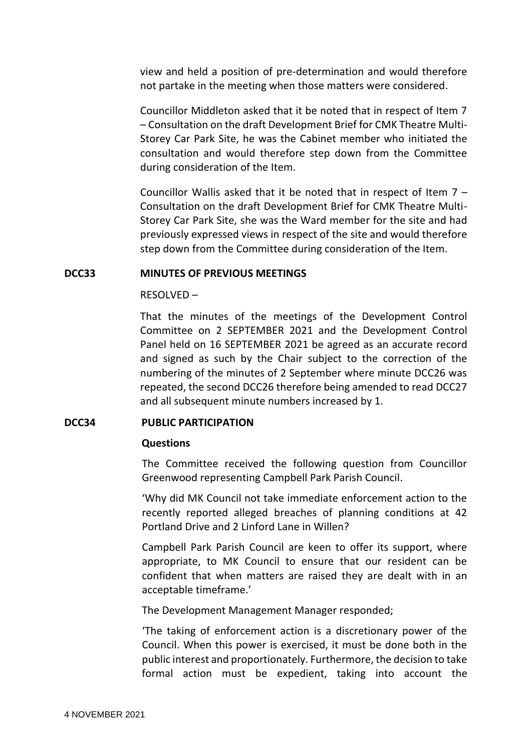view and held a position of pre-determination and would therefore not partake in the meeting when those matters were considered.

Councillor Middleton asked that it be noted that in respect of Item 7 – Consultation on the draft Development Brief for CMK Theatre Multi-Storey Car Park Site, he was the Cabinet member who initiated the consultation and would therefore step down from the Committee during consideration of the Item.

Councillor Wallis asked that it be noted that in respect of Item 7 – Consultation on the draft Development Brief for CMK Theatre Multi-Storey Car Park Site, she was the Ward member for the site and had previously expressed views in respect of the site and would therefore step down from the Committee during consideration of the Item.

**DCC33 MINUTES OF PREVIOUS MEETINGS**

RESOLVED –

That the minutes of the meetings of the Development Control Committee on 2 SEPTEMBER 2021 and the Development Control Panel held on 16 SEPTEMBER 2021 be agreed as an accurate record and signed as such by the Chair subject to the correction of the numbering of the minutes of 2 September where minute DCC26 was repeated, the second DCC26 therefore being amended to read DCC27 and all subsequent minute numbers increased by 1.

**DCC34 PUBLIC PARTICIPATION**

**Questions**

The Committee received the following question from Councillor Greenwood representing Campbell Park Parish Council.

'Why did MK Council not take immediate enforcement action to the recently reported alleged breaches of planning conditions at 42 Portland Drive and 2 Linford Lane in Willen?

Campbell Park Parish Council are keen to offer its support, where appropriate, to MK Council to ensure that our resident can be confident that when matters are raised they are dealt with in an acceptable timeframe.'

The Development Management Manager responded;

'The taking of enforcement action is a discretionary power of the Council. When this power is exercised, it must be done both in the public interest and proportionately. Furthermore, the decision to take formal action must be expedient, taking into account the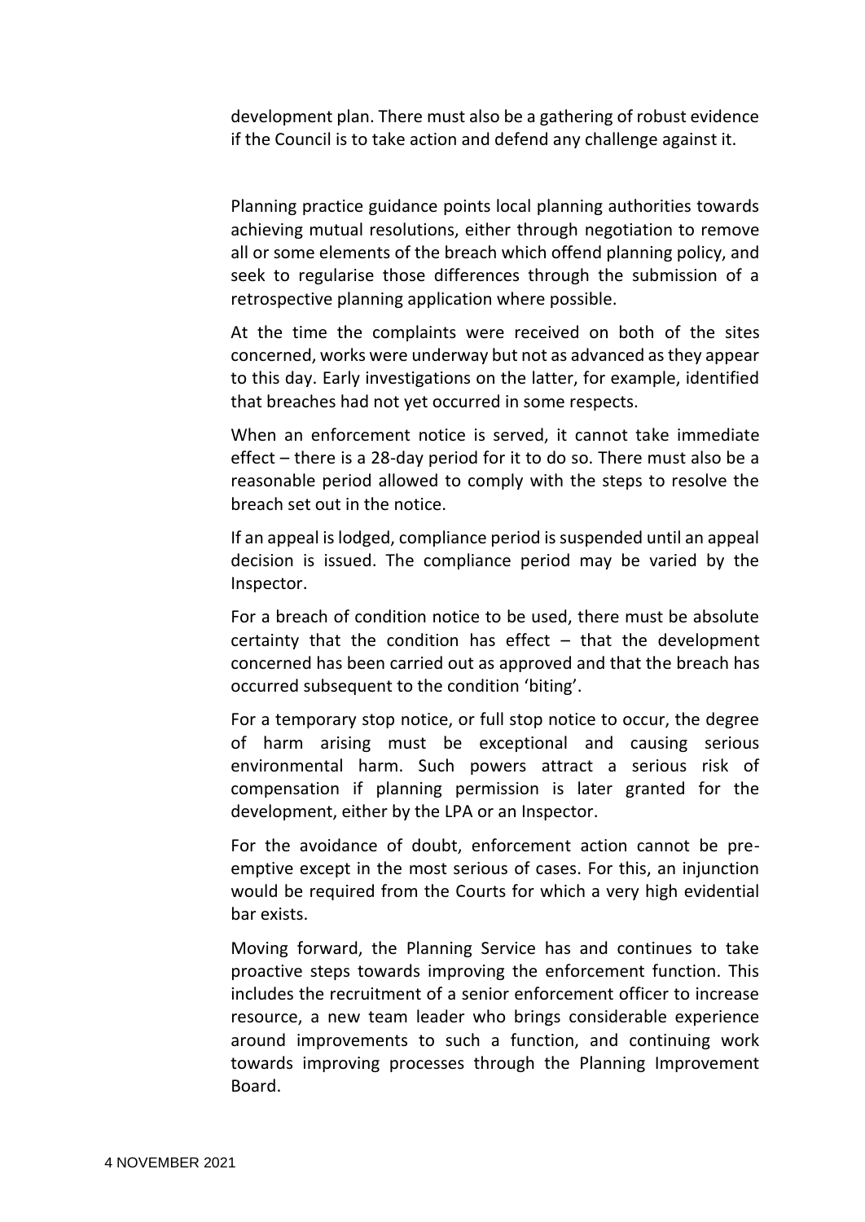development plan. There must also be a gathering of robust evidence if the Council is to take action and defend any challenge against it.

Planning practice guidance points local planning authorities towards achieving mutual resolutions, either through negotiation to remove all or some elements of the breach which offend planning policy, and seek to regularise those differences through the submission of a retrospective planning application where possible.

At the time the complaints were received on both of the sites concerned, works were underway but not as advanced as they appear to this day. Early investigations on the latter, for example, identified that breaches had not yet occurred in some respects.

When an enforcement notice is served, it cannot take immediate effect – there is a 28-day period for it to do so. There must also be a reasonable period allowed to comply with the steps to resolve the breach set out in the notice.

If an appeal is lodged, compliance period is suspended until an appeal decision is issued. The compliance period may be varied by the Inspector.

For a breach of condition notice to be used, there must be absolute certainty that the condition has effect – that the development concerned has been carried out as approved and that the breach has occurred subsequent to the condition 'biting'.

For a temporary stop notice, or full stop notice to occur, the degree of harm arising must be exceptional and causing serious environmental harm. Such powers attract a serious risk of compensation if planning permission is later granted for the development, either by the LPA or an Inspector.

For the avoidance of doubt, enforcement action cannot be pre-emptive except in the most serious of cases. For this, an injunction would be required from the Courts for which a very high evidential bar exists.

Moving forward, the Planning Service has and continues to take proactive steps towards improving the enforcement function. This includes the recruitment of a senior enforcement officer to increase resource, a new team leader who brings considerable experience around improvements to such a function, and continuing work towards improving processes through the Planning Improvement Board.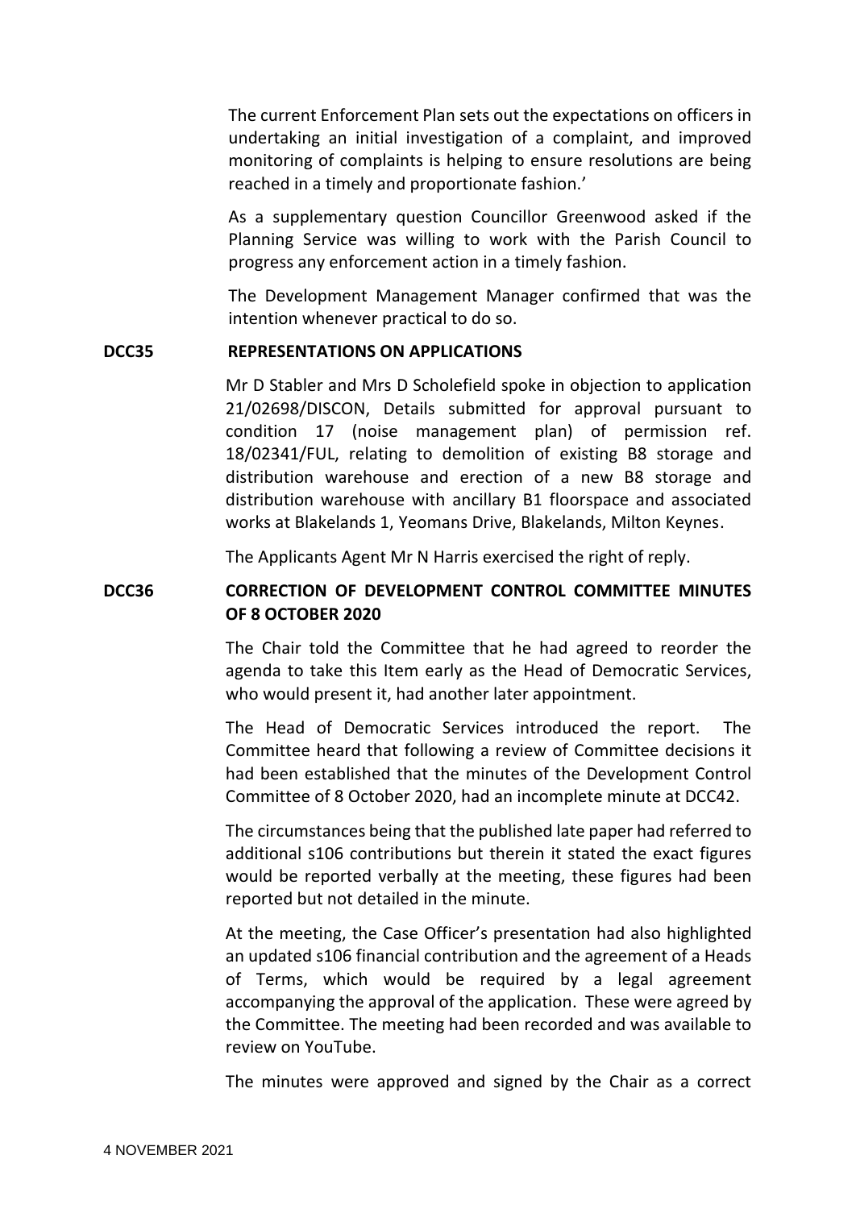The current Enforcement Plan sets out the expectations on officers in undertaking an initial investigation of a complaint, and improved monitoring of complaints is helping to ensure resolutions are being reached in a timely and proportionate fashion.'

As a supplementary question Councillor Greenwood asked if the Planning Service was willing to work with the Parish Council to progress any enforcement action in a timely fashion.

The Development Management Manager confirmed that was the intention whenever practical to do so.

**DCC35 REPRESENTATIONS ON APPLICATIONS**

Mr D Stabler and Mrs D Scholefield spoke in objection to application 21/02698/DISCON, Details submitted for approval pursuant to condition 17 (noise management plan) of permission ref. 18/02341/FUL, relating to demolition of existing B8 storage and distribution warehouse and erection of a new B8 storage and distribution warehouse with ancillary B1 floorspace and associated works at Blakelands 1, Yeomans Drive, Blakelands, Milton Keynes.

The Applicants Agent Mr N Harris exercised the right of reply.

**DCC36 CORRECTION OF DEVELOPMENT CONTROL COMMITTEE MINUTES OF 8 OCTOBER 2020**

The Chair told the Committee that he had agreed to reorder the agenda to take this Item early as the Head of Democratic Services, who would present it, had another later appointment.

The Head of Democratic Services introduced the report. The Committee heard that following a review of Committee decisions it had been established that the minutes of the Development Control Committee of 8 October 2020, had an incomplete minute at DCC42.

The circumstances being that the published late paper had referred to additional s106 contributions but therein it stated the exact figures would be reported verbally at the meeting, these figures had been reported but not detailed in the minute.

At the meeting, the Case Officer's presentation had also highlighted an updated s106 financial contribution and the agreement of a Heads of Terms, which would be required by a legal agreement accompanying the approval of the application. These were agreed by the Committee. The meeting had been recorded and was available to review on YouTube.

The minutes were approved and signed by the Chair as a correct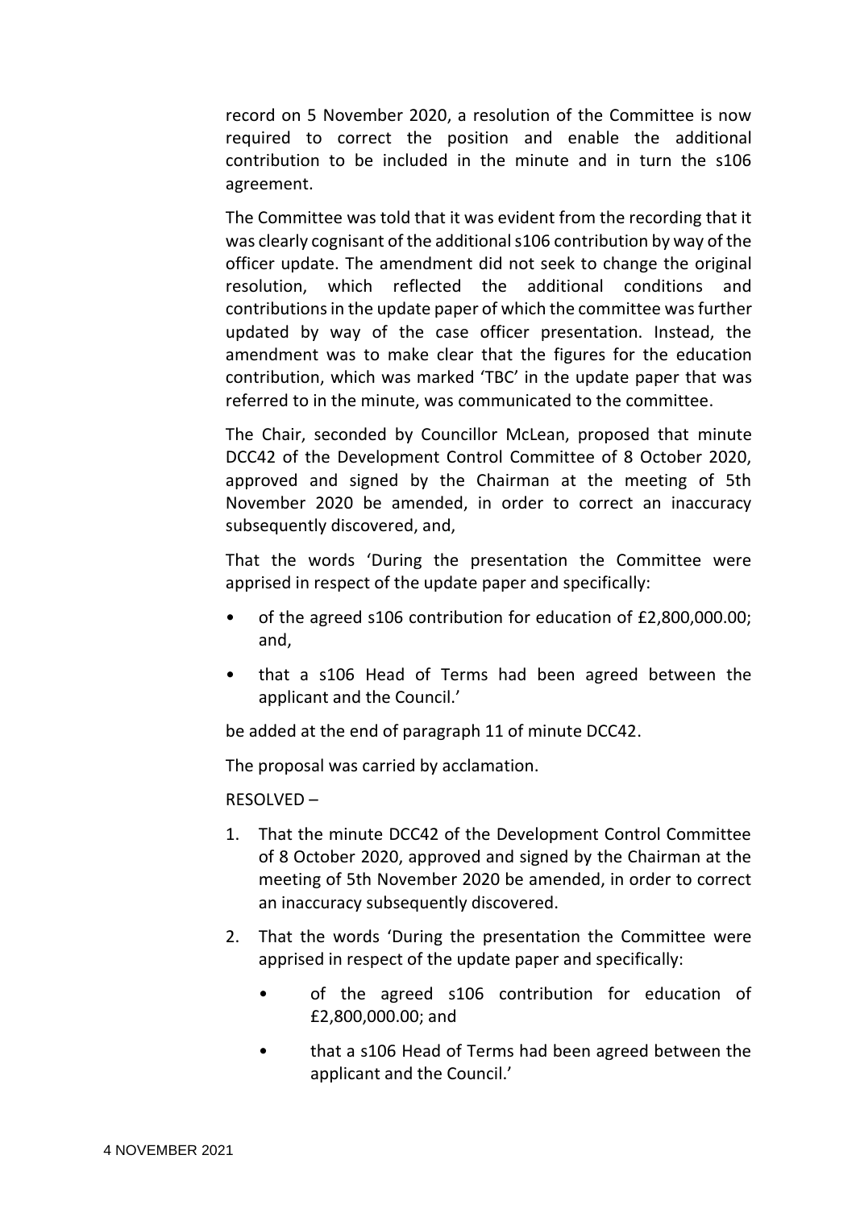record on 5 November 2020, a resolution of the Committee is now required to correct the position and enable the additional contribution to be included in the minute and in turn the s106 agreement.

The Committee was told that it was evident from the recording that it was clearly cognisant of the additional s106 contribution by way of the officer update. The amendment did not seek to change the original resolution, which reflected the additional conditions and contributions in the update paper of which the committee was further updated by way of the case officer presentation. Instead, the amendment was to make clear that the figures for the education contribution, which was marked 'TBC' in the update paper that was referred to in the minute, was communicated to the committee.

The Chair, seconded by Councillor McLean, proposed that minute DCC42 of the Development Control Committee of 8 October 2020, approved and signed by the Chairman at the meeting of 5th November 2020 be amended, in order to correct an inaccuracy subsequently discovered, and,

That the words 'During the presentation the Committee were apprised in respect of the update paper and specifically:

- of the agreed s106 contribution for education of £2,800,000.00; and,
- that a s106 Head of Terms had been agreed between the applicant and the Council.'

be added at the end of paragraph 11 of minute DCC42.

The proposal was carried by acclamation.

RESOLVED –

1. That the minute DCC42 of the Development Control Committee of 8 October 2020, approved and signed by the Chairman at the meeting of 5th November 2020 be amended, in order to correct an inaccuracy subsequently discovered.
2. That the words 'During the presentation the Committee were apprised in respect of the update paper and specifically:
   - of the agreed s106 contribution for education of £2,800,000.00; and
   - that a s106 Head of Terms had been agreed between the applicant and the Council.'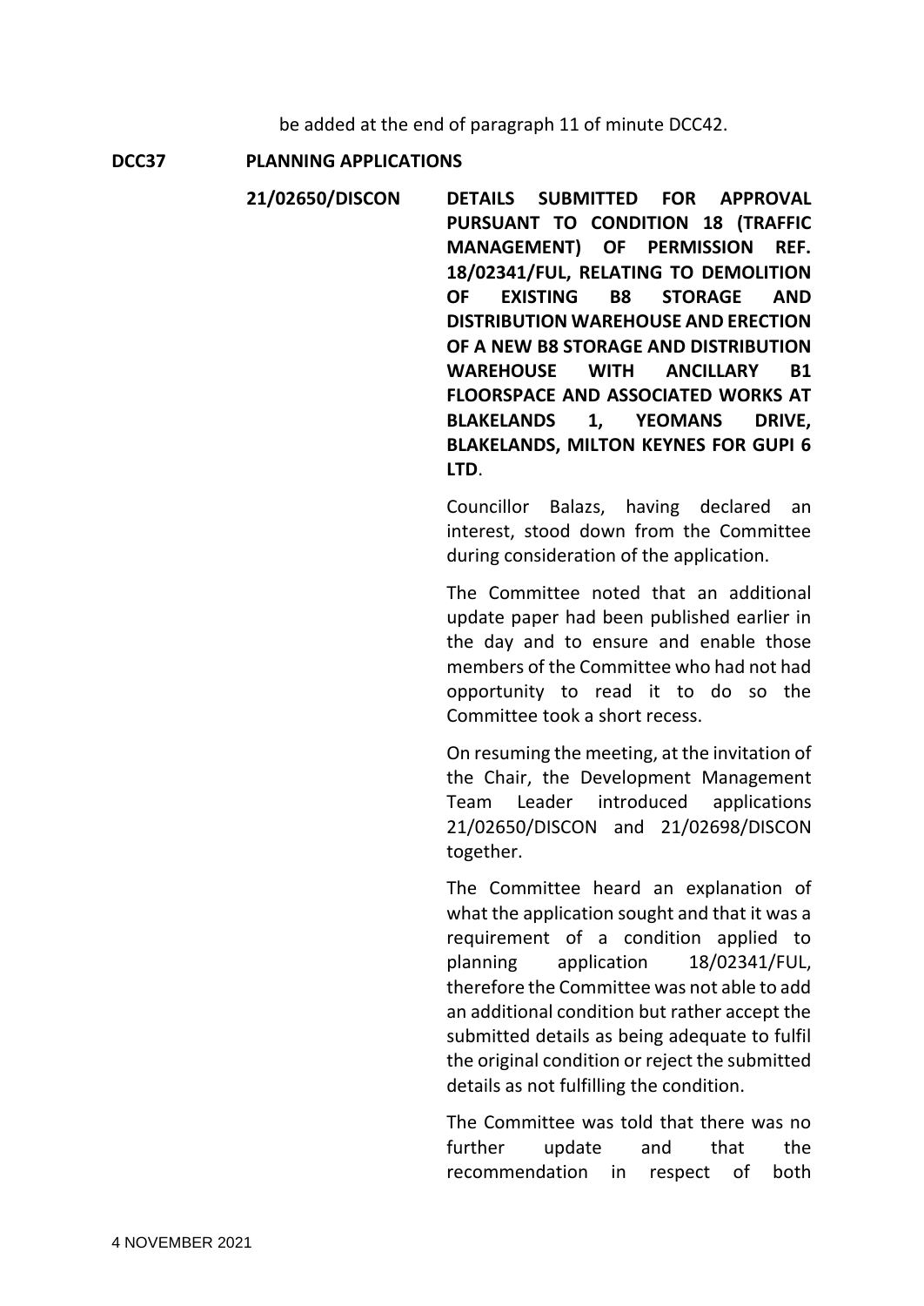be added at the end of paragraph 11 of minute DCC42.

**DCC37 PLANNING APPLICATIONS**

**21/02650/DISCON** **DETAILS SUBMITTED FOR APPROVAL PURSUANT TO CONDITION 18 (TRAFFIC MANAGEMENT) OF PERMISSION REF. 18/02341/FUL, RELATING TO DEMOLITION OF EXISTING B8 STORAGE AND DISTRIBUTION WAREHOUSE AND ERECTION OF A NEW B8 STORAGE AND DISTRIBUTION WAREHOUSE WITH ANCILLARY B1 FLOORSPACE AND ASSOCIATED WORKS AT BLAKELANDS 1, YEOMANS DRIVE, BLAKELANDS, MILTON KEYNES FOR GUPI 6 LTD**.

Councillor Balazs, having declared an interest, stood down from the Committee during consideration of the application.

The Committee noted that an additional update paper had been published earlier in the day and to ensure and enable those members of the Committee who had not had opportunity to read it to do so the Committee took a short recess.

On resuming the meeting, at the invitation of the Chair, the Development Management Team Leader introduced applications 21/02650/DISCON and 21/02698/DISCON together.

The Committee heard an explanation of what the application sought and that it was a requirement of a condition applied to planning application 18/02341/FUL, therefore the Committee was not able to add an additional condition but rather accept the submitted details as being adequate to fulfil the original condition or reject the submitted details as not fulfilling the condition.

The Committee was told that there was no further update and that the recommendation in respect of both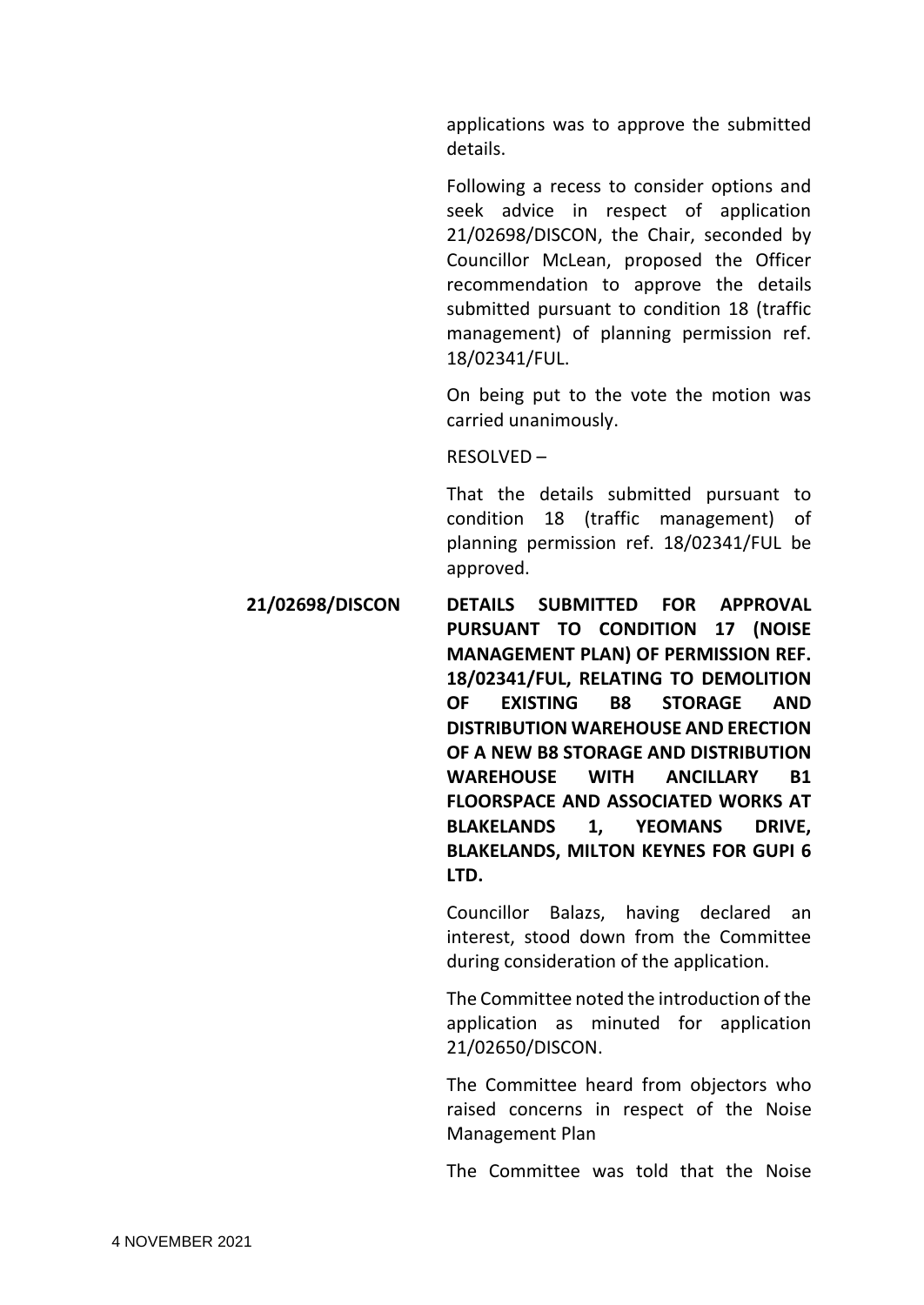applications was to approve the submitted details.

Following a recess to consider options and seek advice in respect of application 21/02698/DISCON, the Chair, seconded by Councillor McLean, proposed the Officer recommendation to approve the details submitted pursuant to condition 18 (traffic management) of planning permission ref. 18/02341/FUL.

On being put to the vote the motion was carried unanimously.

RESOLVED –

That the details submitted pursuant to condition 18 (traffic management) of planning permission ref. 18/02341/FUL be approved.

**21/02698/DISCON** **DETAILS SUBMITTED FOR APPROVAL PURSUANT TO CONDITION 17 (NOISE MANAGEMENT PLAN) OF PERMISSION REF. 18/02341/FUL, RELATING TO DEMOLITION OF EXISTING B8 STORAGE AND DISTRIBUTION WAREHOUSE AND ERECTION OF A NEW B8 STORAGE AND DISTRIBUTION WAREHOUSE WITH ANCILLARY B1 FLOORSPACE AND ASSOCIATED WORKS AT BLAKELANDS 1, YEOMANS DRIVE, BLAKELANDS, MILTON KEYNES FOR GUPI 6 LTD.**

Councillor Balazs, having declared an interest, stood down from the Committee during consideration of the application.

The Committee noted the introduction of the application as minuted for application 21/02650/DISCON.

The Committee heard from objectors who raised concerns in respect of the Noise Management Plan

The Committee was told that the Noise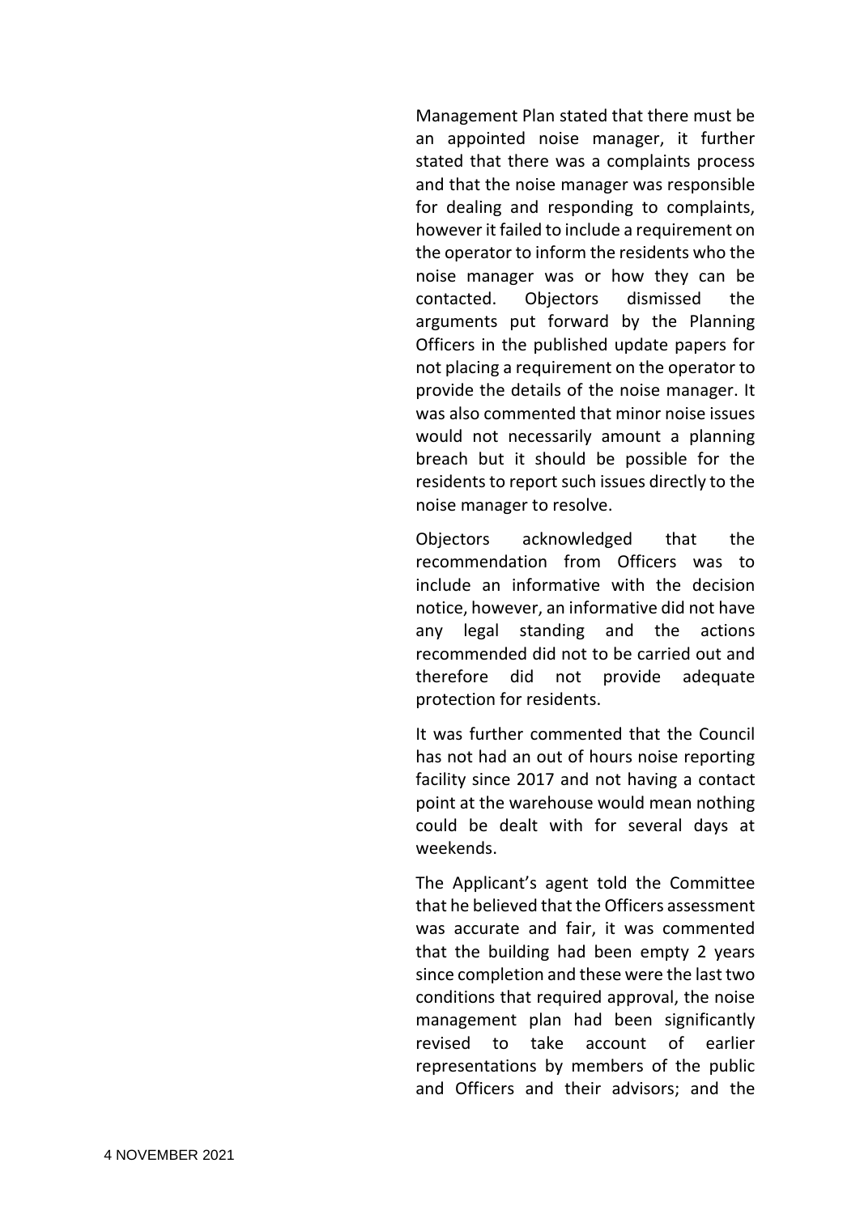Management Plan stated that there must be an appointed noise manager, it further stated that there was a complaints process and that the noise manager was responsible for dealing and responding to complaints, however it failed to include a requirement on the operator to inform the residents who the noise manager was or how they can be contacted. Objectors dismissed the arguments put forward by the Planning Officers in the published update papers for not placing a requirement on the operator to provide the details of the noise manager. It was also commented that minor noise issues would not necessarily amount a planning breach but it should be possible for the residents to report such issues directly to the noise manager to resolve.

Objectors acknowledged that the recommendation from Officers was to include an informative with the decision notice, however, an informative did not have any legal standing and the actions recommended did not to be carried out and therefore did not provide adequate protection for residents.

It was further commented that the Council has not had an out of hours noise reporting facility since 2017 and not having a contact point at the warehouse would mean nothing could be dealt with for several days at weekends.

The Applicant's agent told the Committee that he believed that the Officers assessment was accurate and fair, it was commented that the building had been empty 2 years since completion and these were the last two conditions that required approval, the noise management plan had been significantly revised to take account of earlier representations by members of the public and Officers and their advisors; and the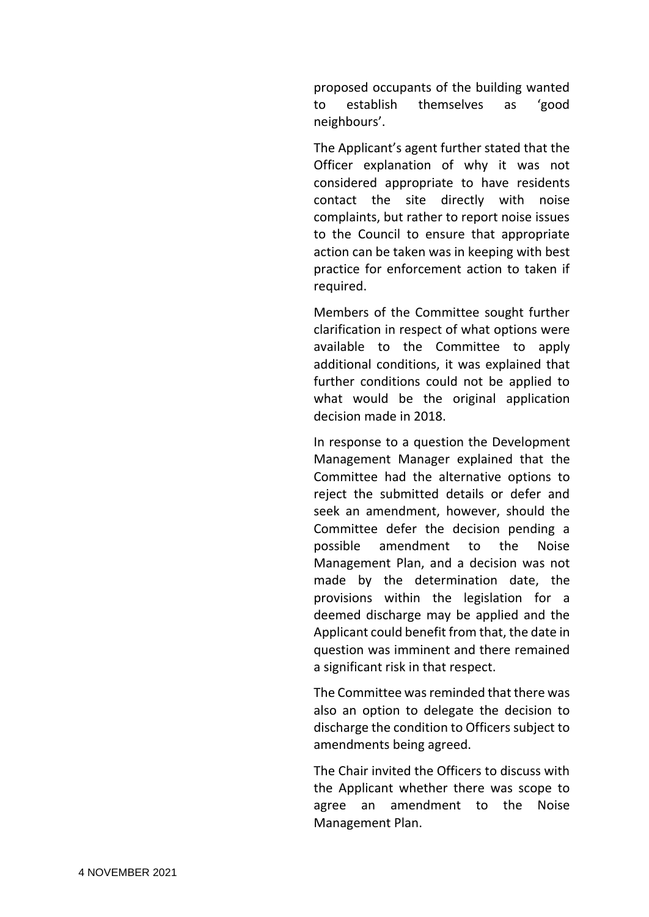proposed occupants of the building wanted to establish themselves as 'good neighbours'.

The Applicant's agent further stated that the Officer explanation of why it was not considered appropriate to have residents contact the site directly with noise complaints, but rather to report noise issues to the Council to ensure that appropriate action can be taken was in keeping with best practice for enforcement action to taken if required.

Members of the Committee sought further clarification in respect of what options were available to the Committee to apply additional conditions, it was explained that further conditions could not be applied to what would be the original application decision made in 2018.

In response to a question the Development Management Manager explained that the Committee had the alternative options to reject the submitted details or defer and seek an amendment, however, should the Committee defer the decision pending a possible amendment to the Noise Management Plan, and a decision was not made by the determination date, the provisions within the legislation for a deemed discharge may be applied and the Applicant could benefit from that, the date in question was imminent and there remained a significant risk in that respect.

The Committee was reminded that there was also an option to delegate the decision to discharge the condition to Officers subject to amendments being agreed.

The Chair invited the Officers to discuss with the Applicant whether there was scope to agree an amendment to the Noise Management Plan.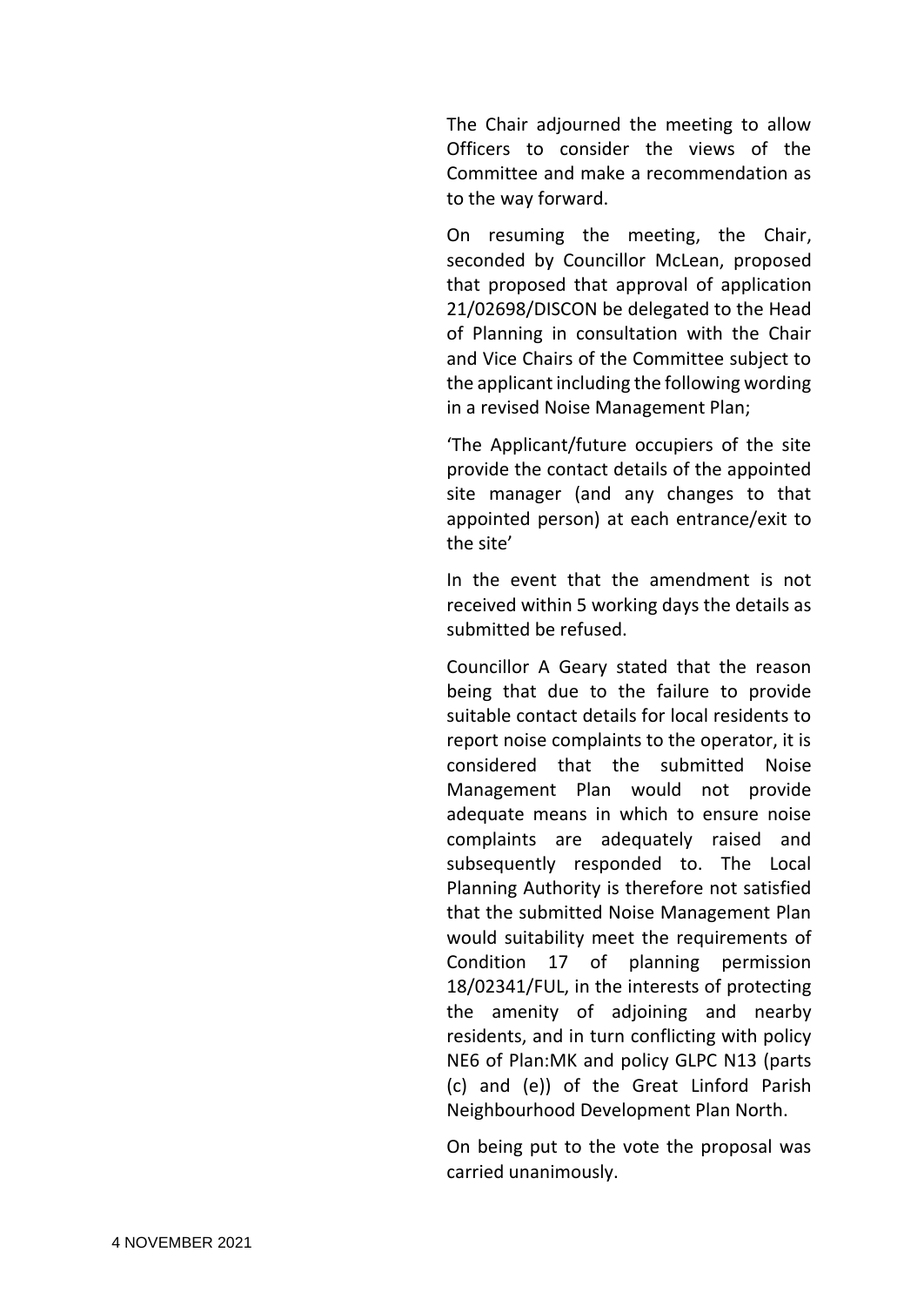The Chair adjourned the meeting to allow Officers to consider the views of the Committee and make a recommendation as to the way forward.

On resuming the meeting, the Chair, seconded by Councillor McLean, proposed that proposed that approval of application 21/02698/DISCON be delegated to the Head of Planning in consultation with the Chair and Vice Chairs of the Committee subject to the applicant including the following wording in a revised Noise Management Plan;

'The Applicant/future occupiers of the site provide the contact details of the appointed site manager (and any changes to that appointed person) at each entrance/exit to the site'

In the event that the amendment is not received within 5 working days the details as submitted be refused.

Councillor A Geary stated that the reason being that due to the failure to provide suitable contact details for local residents to report noise complaints to the operator, it is considered that the submitted Noise Management Plan would not provide adequate means in which to ensure noise complaints are adequately raised and subsequently responded to. The Local Planning Authority is therefore not satisfied that the submitted Noise Management Plan would suitability meet the requirements of Condition 17 of planning permission 18/02341/FUL, in the interests of protecting the amenity of adjoining and nearby residents, and in turn conflicting with policy NE6 of Plan:MK and policy GLPC N13 (parts (c) and (e)) of the Great Linford Parish Neighbourhood Development Plan North.

On being put to the vote the proposal was carried unanimously.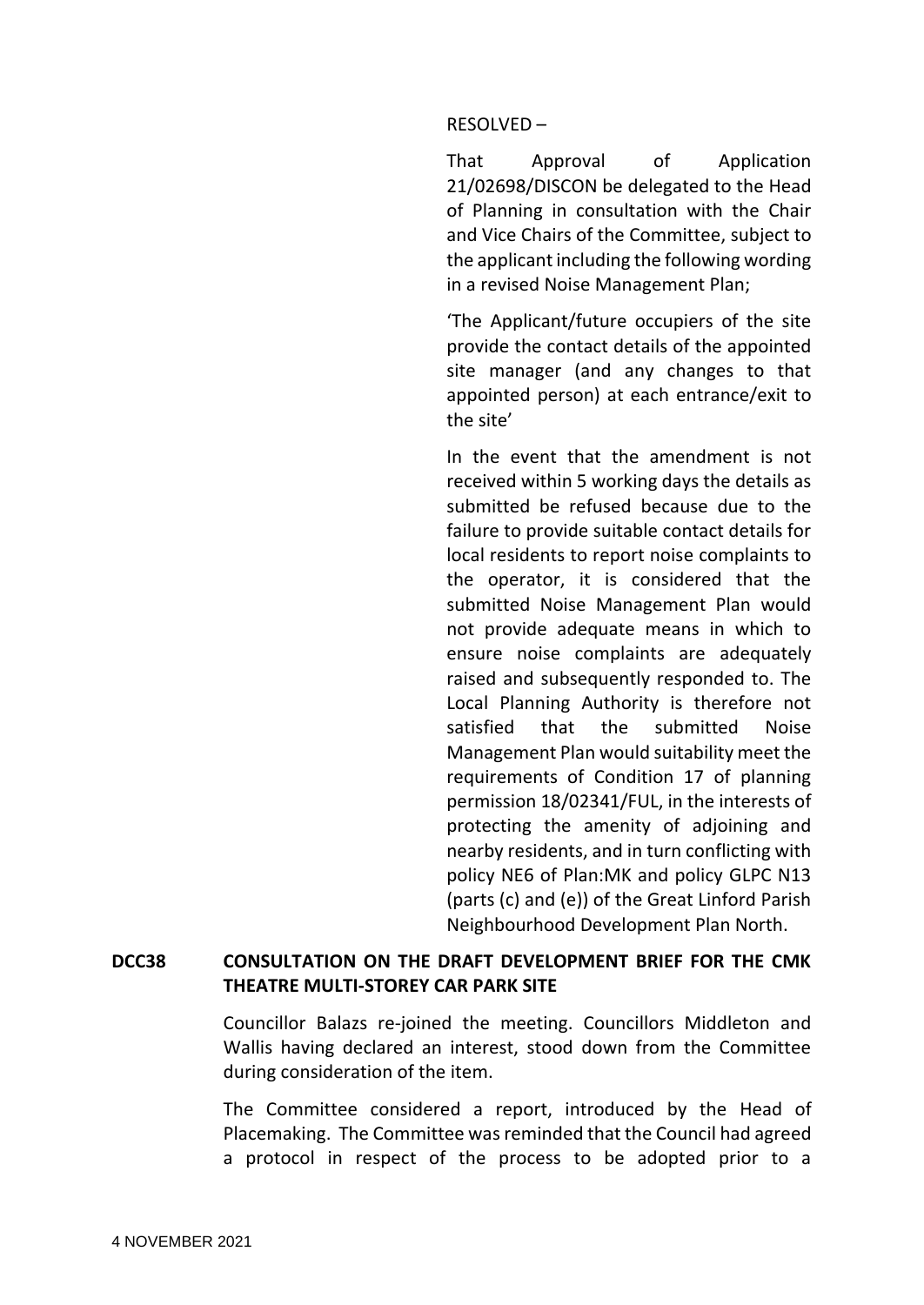RESOLVED –

That Approval of Application 21/02698/DISCON be delegated to the Head of Planning in consultation with the Chair and Vice Chairs of the Committee, subject to the applicant including the following wording in a revised Noise Management Plan;

'The Applicant/future occupiers of the site provide the contact details of the appointed site manager (and any changes to that appointed person) at each entrance/exit to the site'

In the event that the amendment is not received within 5 working days the details as submitted be refused because due to the failure to provide suitable contact details for local residents to report noise complaints to the operator, it is considered that the submitted Noise Management Plan would not provide adequate means in which to ensure noise complaints are adequately raised and subsequently responded to. The Local Planning Authority is therefore not satisfied that the submitted Noise Management Plan would suitability meet the requirements of Condition 17 of planning permission 18/02341/FUL, in the interests of protecting the amenity of adjoining and nearby residents, and in turn conflicting with policy NE6 of Plan:MK and policy GLPC N13 (parts (c) and (e)) of the Great Linford Parish Neighbourhood Development Plan North.

**DCC38 CONSULTATION ON THE DRAFT DEVELOPMENT BRIEF FOR THE CMK THEATRE MULTI-STOREY CAR PARK SITE**

Councillor Balazs re-joined the meeting. Councillors Middleton and Wallis having declared an interest, stood down from the Committee during consideration of the item.

The Committee considered a report, introduced by the Head of Placemaking. The Committee was reminded that the Council had agreed a protocol in respect of the process to be adopted prior to a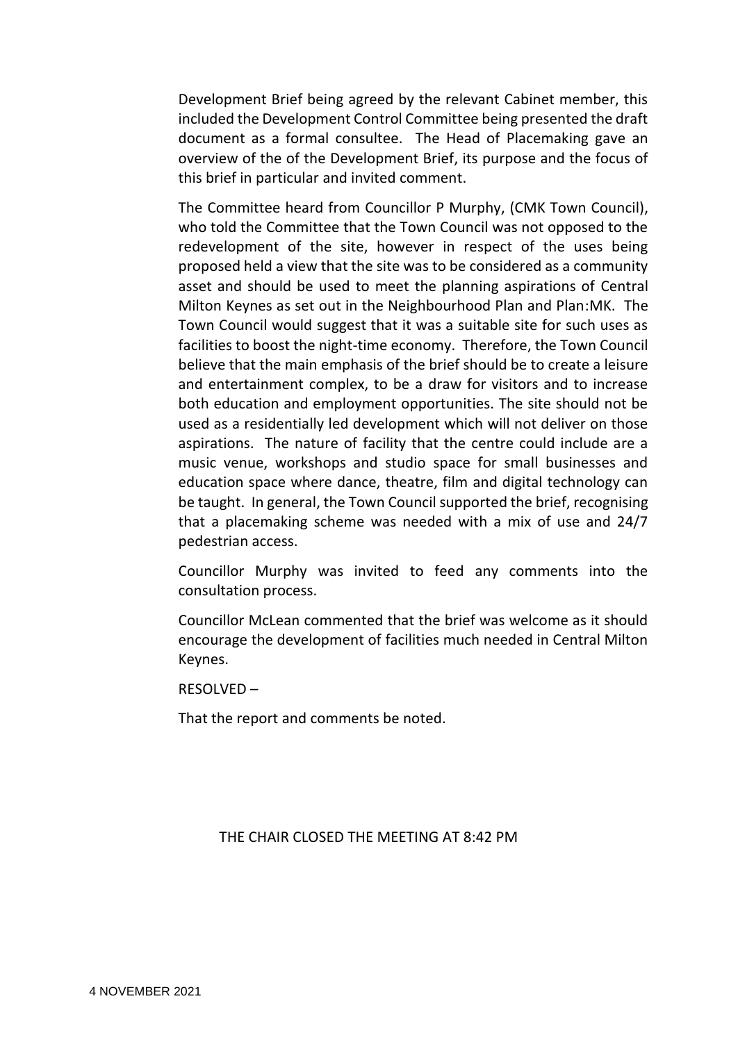Development Brief being agreed by the relevant Cabinet member, this included the Development Control Committee being presented the draft document as a formal consultee. The Head of Placemaking gave an overview of the of the Development Brief, its purpose and the focus of this brief in particular and invited comment.

The Committee heard from Councillor P Murphy, (CMK Town Council), who told the Committee that the Town Council was not opposed to the redevelopment of the site, however in respect of the uses being proposed held a view that the site was to be considered as a community asset and should be used to meet the planning aspirations of Central Milton Keynes as set out in the Neighbourhood Plan and Plan:MK. The Town Council would suggest that it was a suitable site for such uses as facilities to boost the night-time economy. Therefore, the Town Council believe that the main emphasis of the brief should be to create a leisure and entertainment complex, to be a draw for visitors and to increase both education and employment opportunities. The site should not be used as a residentially led development which will not deliver on those aspirations. The nature of facility that the centre could include are a music venue, workshops and studio space for small businesses and education space where dance, theatre, film and digital technology can be taught. In general, the Town Council supported the brief, recognising that a placemaking scheme was needed with a mix of use and 24/7 pedestrian access.

Councillor Murphy was invited to feed any comments into the consultation process.

Councillor McLean commented that the brief was welcome as it should encourage the development of facilities much needed in Central Milton Keynes.

RESOLVED –

That the report and comments be noted.

THE CHAIR CLOSED THE MEETING AT 8:42 PM